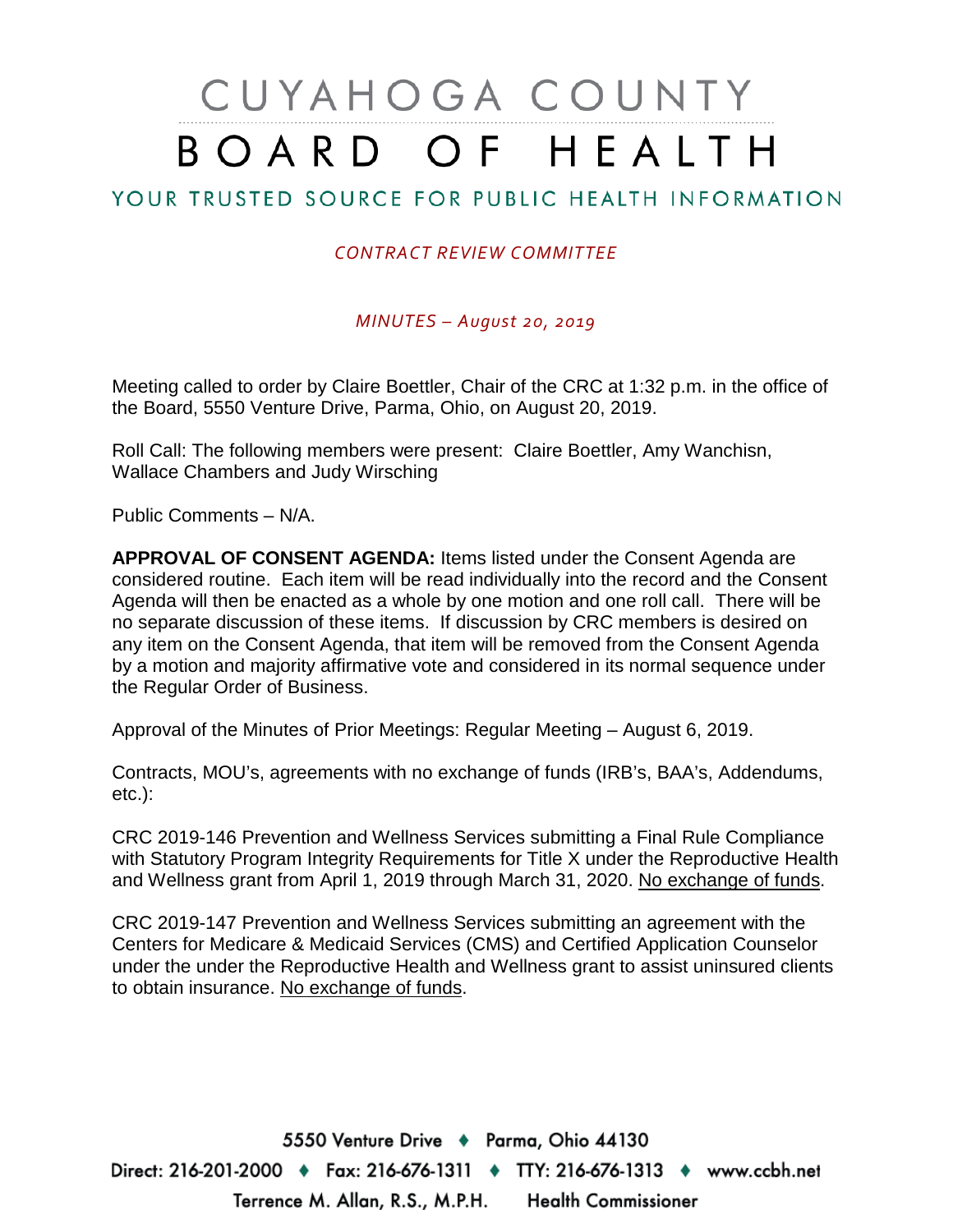# CUYAHOGA COUNTY BOARD OF HEALTH

## YOUR TRUSTED SOURCE FOR PUBLIC HEALTH INFORMATION

*CONTRACT REVIEW COMMITTEE*

*MINUTES – August 20, 2019*

Meeting called to order by Claire Boettler, Chair of the CRC at 1:32 p.m. in the office of the Board, 5550 Venture Drive, Parma, Ohio, on August 20, 2019.

Roll Call: The following members were present: Claire Boettler, Amy Wanchisn, Wallace Chambers and Judy Wirsching

Public Comments – N/A.

**APPROVAL OF CONSENT AGENDA:** Items listed under the Consent Agenda are considered routine. Each item will be read individually into the record and the Consent Agenda will then be enacted as a whole by one motion and one roll call. There will be no separate discussion of these items. If discussion by CRC members is desired on any item on the Consent Agenda, that item will be removed from the Consent Agenda by a motion and majority affirmative vote and considered in its normal sequence under the Regular Order of Business.

Approval of the Minutes of Prior Meetings: Regular Meeting – August 6, 2019.

Contracts, MOU's, agreements with no exchange of funds (IRB's, BAA's, Addendums, etc.):

CRC 2019-146 Prevention and Wellness Services submitting a Final Rule Compliance with Statutory Program Integrity Requirements for Title X under the Reproductive Health and Wellness grant from April 1, 2019 through March 31, 2020. No exchange of funds.

CRC 2019-147 Prevention and Wellness Services submitting an agreement with the Centers for Medicare & Medicaid Services (CMS) and Certified Application Counselor under the under the Reproductive Health and Wellness grant to assist uninsured clients to obtain insurance. No exchange of funds.

5550 Venture Drive ♦ Parma, Ohio 44130
Direct: 216-201-2000 ♦ Fax: 216-676-1311 ♦ TTY: 216-676-1313 ♦ www.ccbh.net
Terrence M. Allan, R.S., M.P.H. Health Commissioner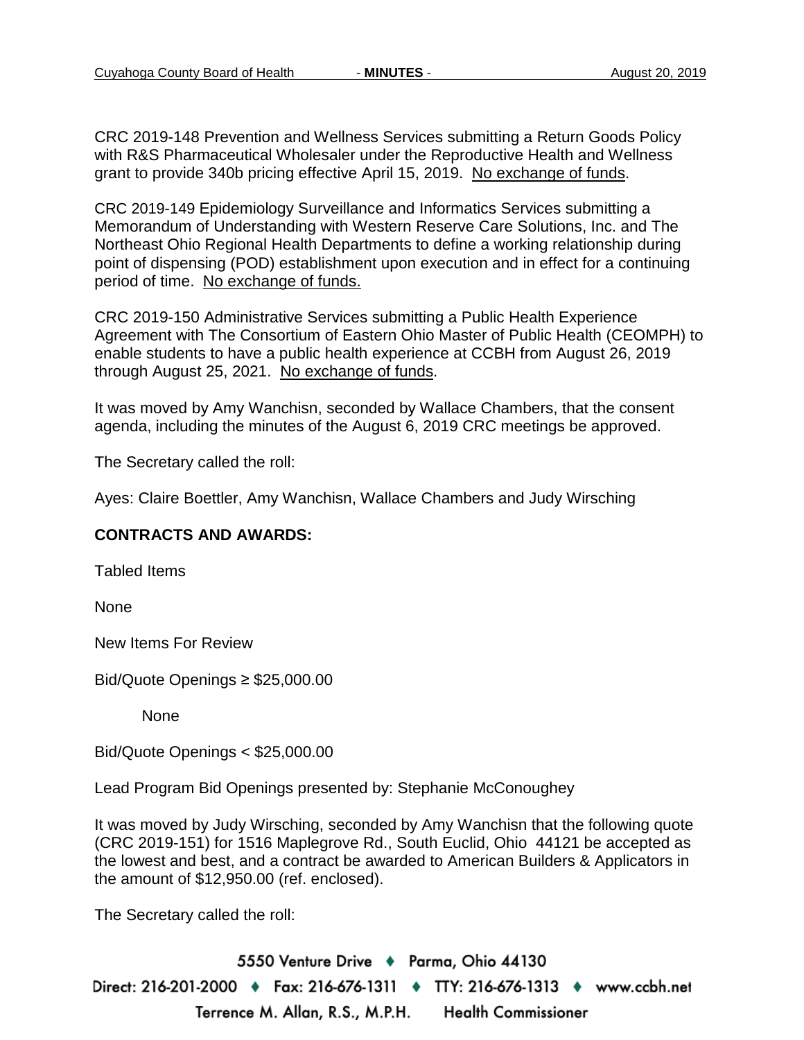CRC 2019-148 Prevention and Wellness Services submitting a Return Goods Policy with R&S Pharmaceutical Wholesaler under the Reproductive Health and Wellness grant to provide 340b pricing effective April 15, 2019. No exchange of funds.

CRC 2019-149 Epidemiology Surveillance and Informatics Services submitting a Memorandum of Understanding with Western Reserve Care Solutions, Inc. and The Northeast Ohio Regional Health Departments to define a working relationship during point of dispensing (POD) establishment upon execution and in effect for a continuing period of time. No exchange of funds.

CRC 2019-150 Administrative Services submitting a Public Health Experience Agreement with The Consortium of Eastern Ohio Master of Public Health (CEOMPH) to enable students to have a public health experience at CCBH from August 26, 2019 through August 25, 2021. No exchange of funds.

It was moved by Amy Wanchisn, seconded by Wallace Chambers, that the consent agenda, including the minutes of the August 6, 2019 CRC meetings be approved.

The Secretary called the roll:

Ayes: Claire Boettler, Amy Wanchisn, Wallace Chambers and Judy Wirsching

**CONTRACTS AND AWARDS:**

Tabled Items

None

New Items For Review

Bid/Quote Openings ≥ $25,000.00

None

Bid/Quote Openings < $25,000.00

Lead Program Bid Openings presented by: Stephanie McConoughey

It was moved by Judy Wirsching, seconded by Amy Wanchisn that the following quote (CRC 2019-151) for 1516 Maplegrove Rd., South Euclid, Ohio 44121 be accepted as the lowest and best, and a contract be awarded to American Builders & Applicators in the amount of $12,950.00 (ref. enclosed).

The Secretary called the roll: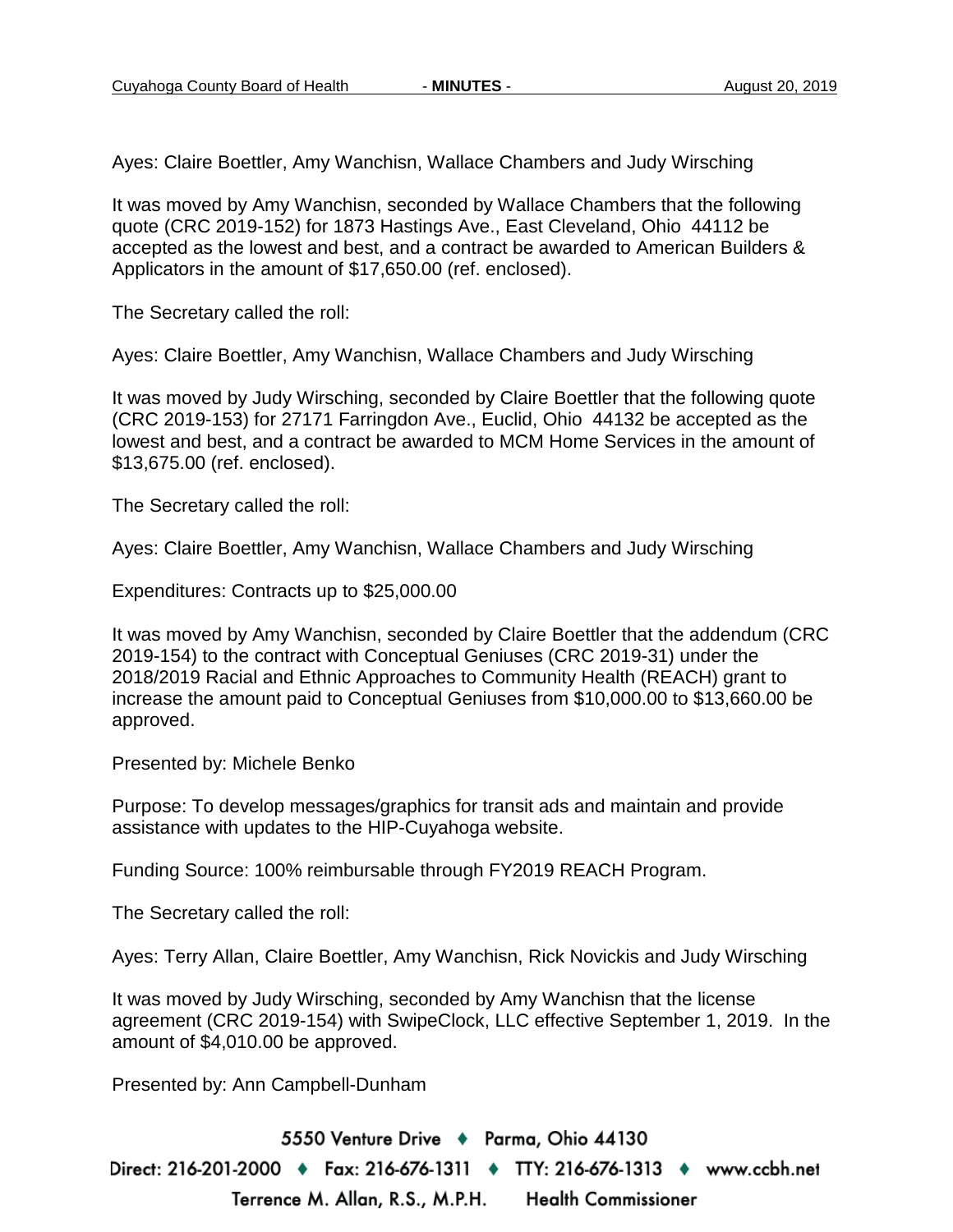Ayes: Claire Boettler, Amy Wanchisn, Wallace Chambers and Judy Wirsching

It was moved by Amy Wanchisn, seconded by Wallace Chambers that the following quote (CRC 2019-152) for 1873 Hastings Ave., East Cleveland, Ohio 44112 be accepted as the lowest and best, and a contract be awarded to American Builders & Applicators in the amount of $17,650.00 (ref. enclosed).

The Secretary called the roll:

Ayes: Claire Boettler, Amy Wanchisn, Wallace Chambers and Judy Wirsching

It was moved by Judy Wirsching, seconded by Claire Boettler that the following quote (CRC 2019-153) for 27171 Farringdon Ave., Euclid, Ohio 44132 be accepted as the lowest and best, and a contract be awarded to MCM Home Services in the amount of $13,675.00 (ref. enclosed).

The Secretary called the roll:

Ayes: Claire Boettler, Amy Wanchisn, Wallace Chambers and Judy Wirsching

Expenditures: Contracts up to $25,000.00

It was moved by Amy Wanchisn, seconded by Claire Boettler that the addendum (CRC 2019-154) to the contract with Conceptual Geniuses (CRC 2019-31) under the 2018/2019 Racial and Ethnic Approaches to Community Health (REACH) grant to increase the amount paid to Conceptual Geniuses from $10,000.00 to $13,660.00 be approved.

Presented by: Michele Benko

Purpose: To develop messages/graphics for transit ads and maintain and provide assistance with updates to the HIP-Cuyahoga website.

Funding Source: 100% reimbursable through FY2019 REACH Program.

The Secretary called the roll:

Ayes: Terry Allan, Claire Boettler, Amy Wanchisn, Rick Novickis and Judy Wirsching

It was moved by Judy Wirsching, seconded by Amy Wanchisn that the license agreement (CRC 2019-154) with SwipeClock, LLC effective September 1, 2019. In the amount of $4,010.00 be approved.

Presented by: Ann Campbell-Dunham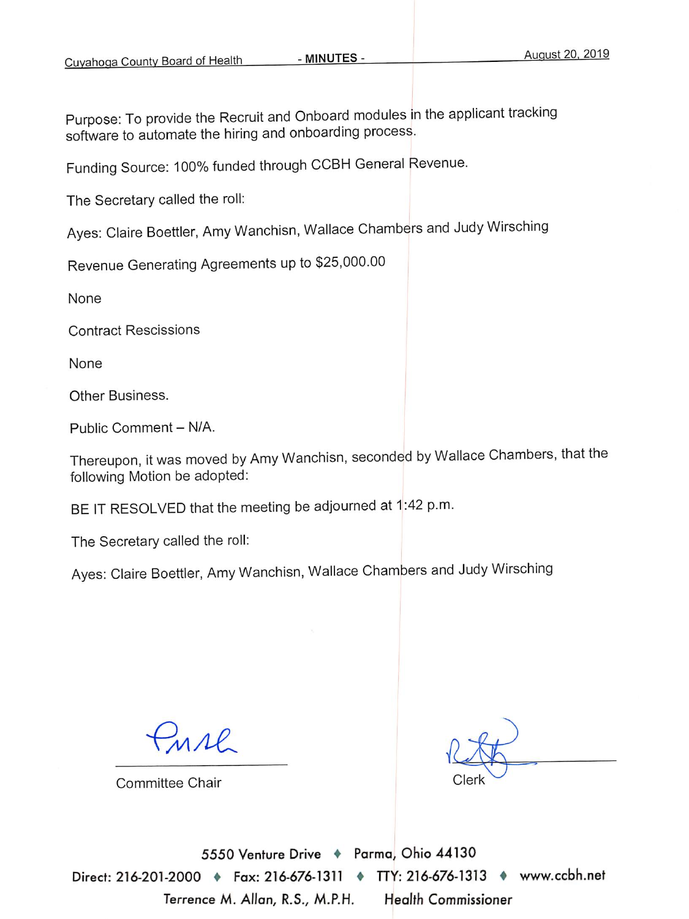Purpose: To provide the Recruit and Onboard modules in the applicant tracking software to automate the hiring and onboarding process.

Funding Source: 100% funded through CCBH General Revenue.

The Secretary called the roll:

Ayes: Claire Boettler, Amy Wanchisn, Wallace Chambers and Judy Wirsching

Revenue Generating Agreements up to $25,000.00

None

Contract Rescissions

None

Other Business.

Public Comment – N/A.

Thereupon, it was moved by Amy Wanchisn, seconded by Wallace Chambers, that the following Motion be adopted:

BE IT RESOLVED that the meeting be adjourned at 1:42 p.m.

The Secretary called the roll:

Ayes: Claire Boettler, Amy Wanchisn, Wallace Chambers and Judy Wirsching

Committee Chair

Clerk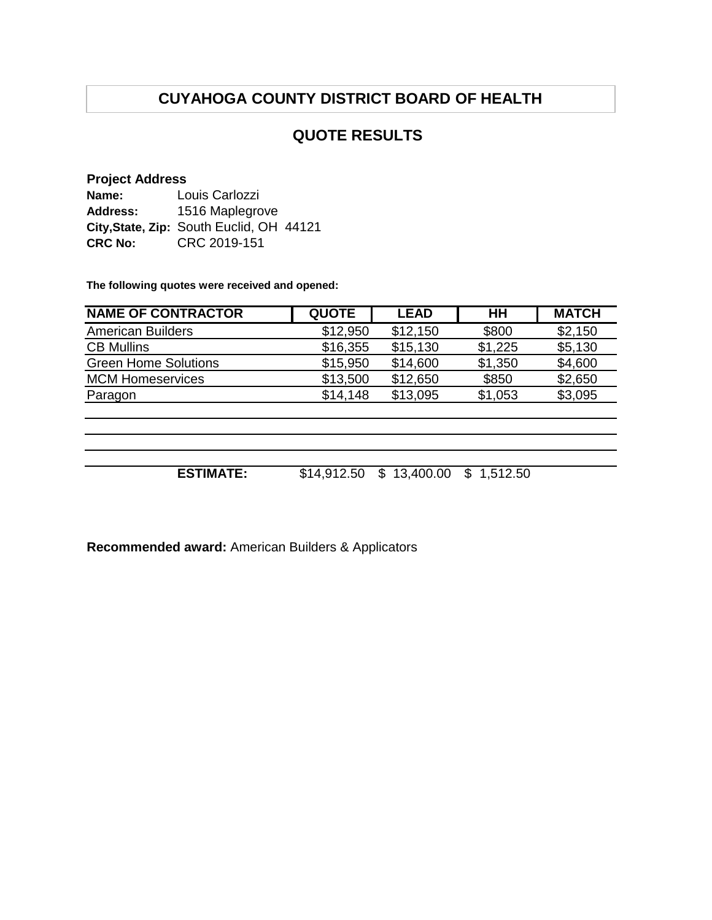# CUYAHOGA COUNTY DISTRICT BOARD OF HEALTH

## QUOTE RESULTS

**Project Address**

**Name:** Louis Carlozzi
**Address:** 1516 Maplegrove
**City,State, Zip:** South Euclid, OH 44121
**CRC No:** CRC 2019-151

**The following quotes were received and opened:**

| NAME OF CONTRACTOR | QUOTE | LEAD | HH | MATCH |
|---|---|---|---|---|
| American Builders | $12,950 | $12,150 | $800 | $2,150 |
| CB Mullins | $16,355 | $15,130 | $1,225 | $5,130 |
| Green Home Solutions | $15,950 | $14,600 | $1,350 | $4,600 |
| MCM Homeservices | $13,500 | $12,650 | $850 | $2,650 |
| Paragon | $14,148 | $13,095 | $1,053 | $3,095 |
| | | | | |
| | | | | |
| | | | | |
| **ESTIMATE:** | $14,912.50 | $ 13,400.00 | $ 1,512.50 | |

**Recommended award:** American Builders & Applicators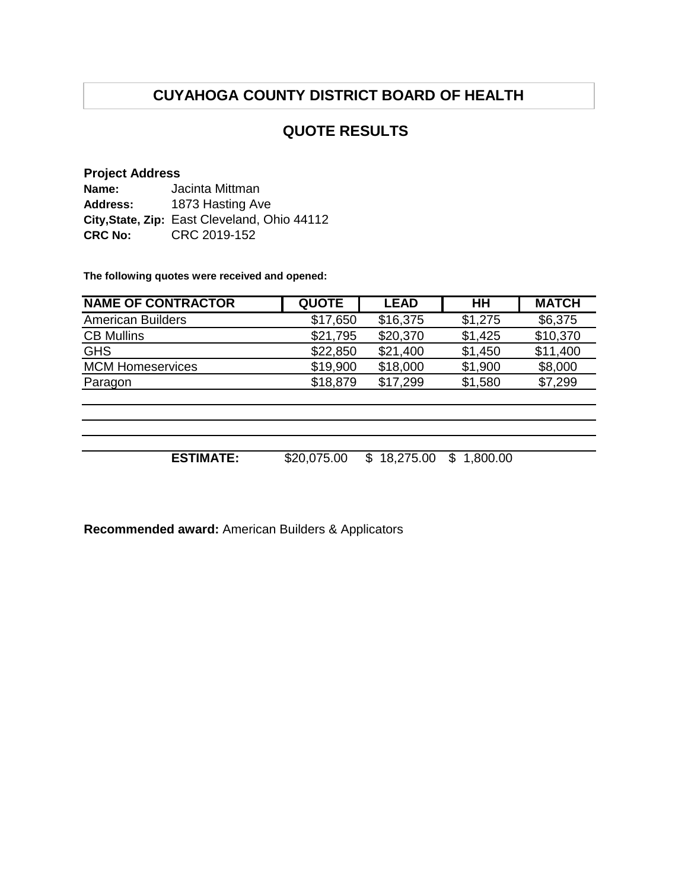# CUYAHOGA COUNTY DISTRICT BOARD OF HEALTH

## QUOTE RESULTS

**Project Address**

**Name:** Jacinta Mittman
**Address:** 1873 Hasting Ave
**City,State, Zip:** East Cleveland, Ohio 44112
**CRC No:** CRC 2019-152

**The following quotes were received and opened:**

| NAME OF CONTRACTOR | QUOTE | LEAD | HH | MATCH |
|---|---|---|---|---|
| American Builders | $17,650 | $16,375 | $1,275 | $6,375 |
| CB Mullins | $21,795 | $20,370 | $1,425 | $10,370 |
| GHS | $22,850 | $21,400 | $1,450 | $11,400 |
| MCM Homeservices | $19,900 | $18,000 | $1,900 | $8,000 |
| Paragon | $18,879 | $17,299 | $1,580 | $7,299 |
| | | | | |
| | | | | |
| | | | | |
| **ESTIMATE:** | $20,075.00 | $ 18,275.00 | $ 1,800.00 | |

**Recommended award:** American Builders & Applicators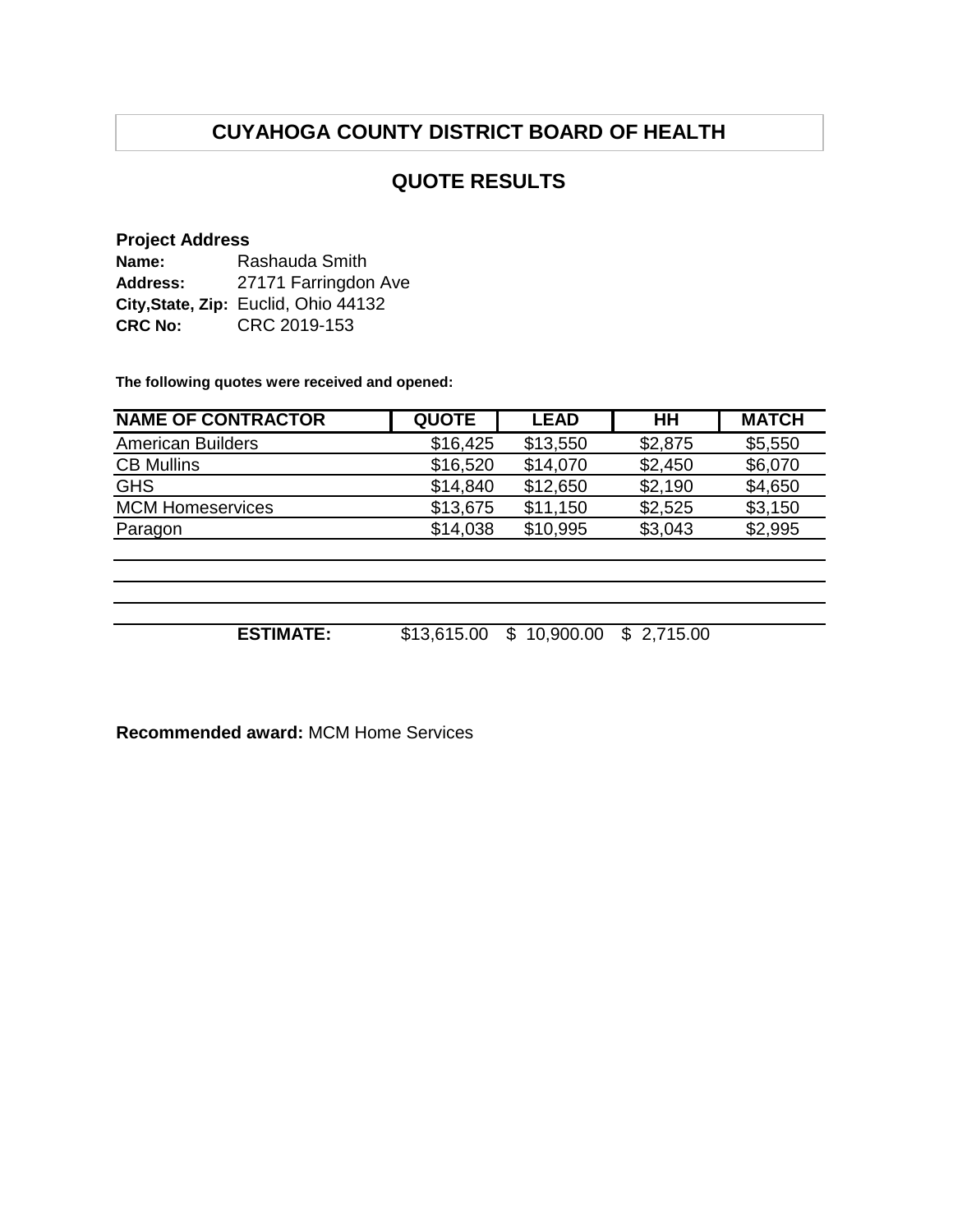# CUYAHOGA COUNTY DISTRICT BOARD OF HEALTH

## QUOTE RESULTS

**Project Address**

**Name:** Rashauda Smith
**Address:** 27171 Farringdon Ave
**City,State, Zip:** Euclid, Ohio 44132
**CRC No:** CRC 2019-153

**The following quotes were received and opened:**

| NAME OF CONTRACTOR | QUOTE | LEAD | HH | MATCH |
|---|---|---|---|---|
| American Builders | $16,425 | $13,550 | $2,875 | $5,550 |
| CB Mullins | $16,520 | $14,070 | $2,450 | $6,070 |
| GHS | $14,840 | $12,650 | $2,190 | $4,650 |
| MCM Homeservices | $13,675 | $11,150 | $2,525 | $3,150 |
| Paragon | $14,038 | $10,995 | $3,043 | $2,995 |
| | | | | |
| | | | | |
| | | | | |
| **ESTIMATE:** | $13,615.00 | $ 10,900.00 | $ 2,715.00 | |

**Recommended award:** MCM Home Services